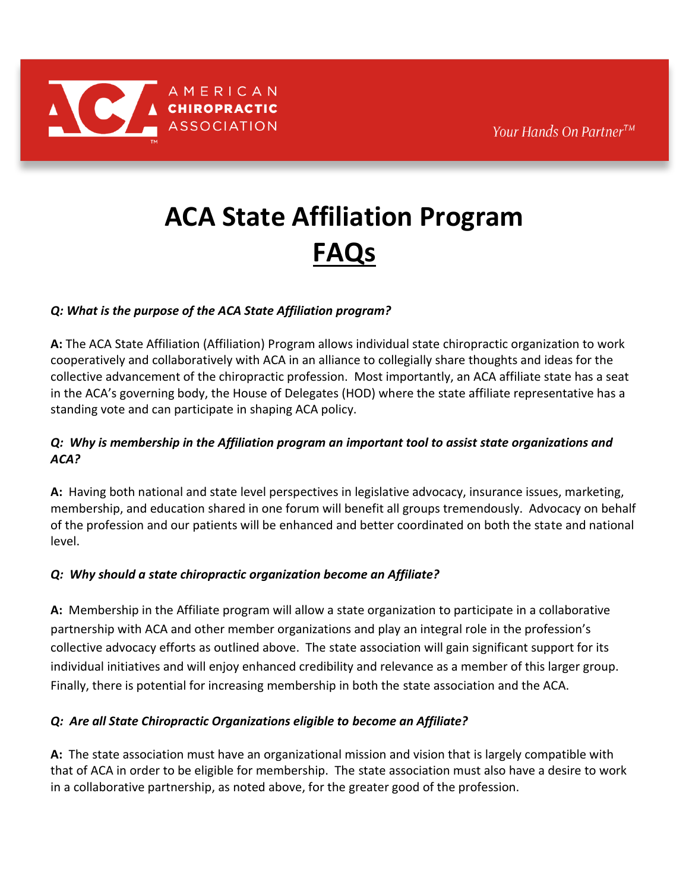AMERICAN **CHIROPRACTIC** ASSOCIATION

*Your Hands On Partner™*

# ACA State Affiliation Program

# FAQs

***Q: What is the purpose of the ACA State Affiliation program?***

**A:** The ACA State Affiliation (Affiliation) Program allows individual state chiropractic organization to work cooperatively and collaboratively with ACA in an alliance to collegially share thoughts and ideas for the collective advancement of the chiropractic profession. Most importantly, an ACA affiliate state has a seat in the ACA's governing body, the House of Delegates (HOD) where the state affiliate representative has a standing vote and can participate in shaping ACA policy.

***Q: Why is membership in the Affiliation program an important tool to assist state organizations and ACA?***

**A:** Having both national and state level perspectives in legislative advocacy, insurance issues, marketing, membership, and education shared in one forum will benefit all groups tremendously. Advocacy on behalf of the profession and our patients will be enhanced and better coordinated on both the state and national level.

***Q: Why should a state chiropractic organization become an Affiliate?***

**A:** Membership in the Affiliate program will allow a state organization to participate in a collaborative partnership with ACA and other member organizations and play an integral role in the profession's collective advocacy efforts as outlined above. The state association will gain significant support for its individual initiatives and will enjoy enhanced credibility and relevance as a member of this larger group. Finally, there is potential for increasing membership in both the state association and the ACA.

***Q: Are all State Chiropractic Organizations eligible to become an Affiliate?***

**A:** The state association must have an organizational mission and vision that is largely compatible with that of ACA in order to be eligible for membership. The state association must also have a desire to work in a collaborative partnership, as noted above, for the greater good of the profession.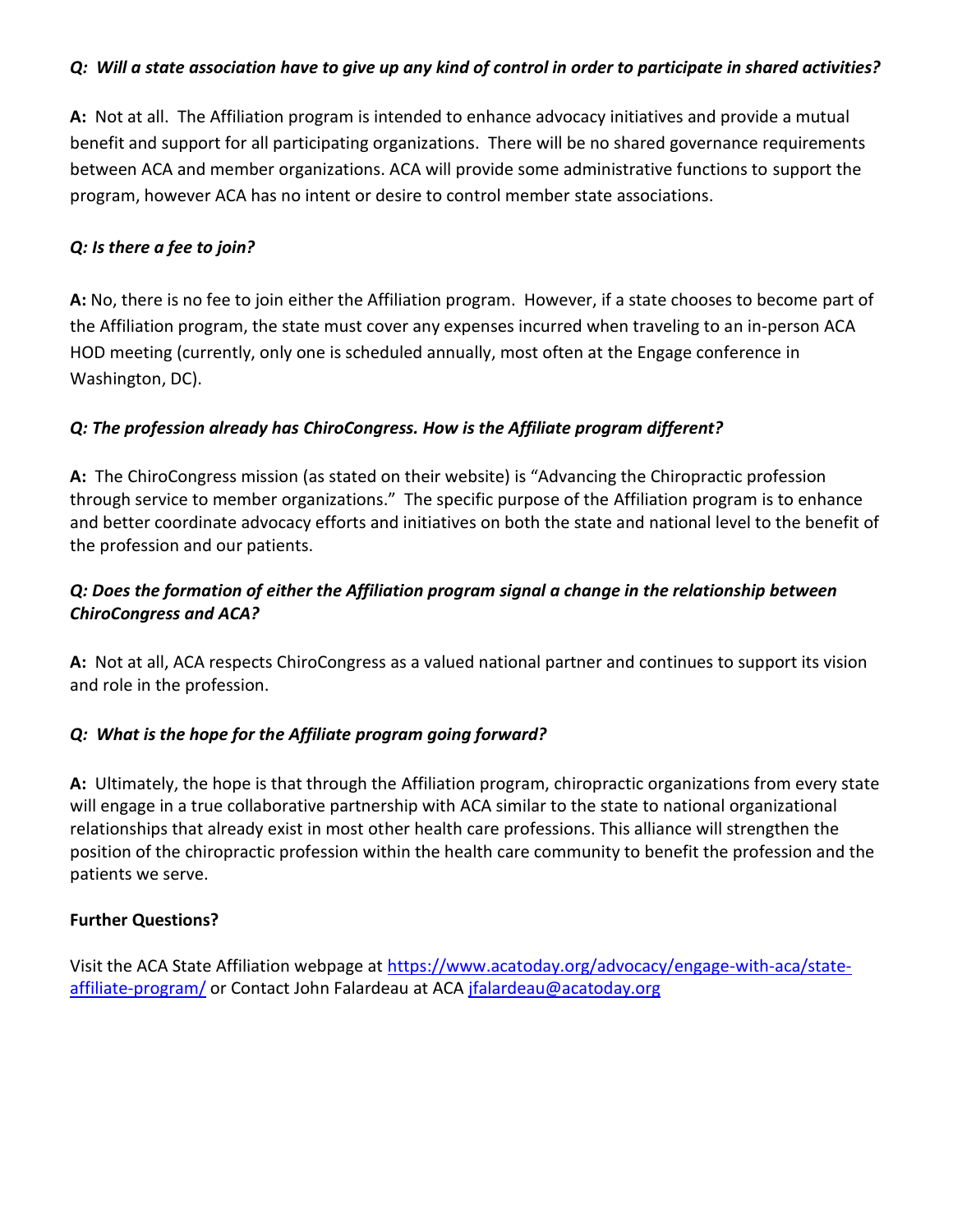***Q: Will a state association have to give up any kind of control in order to participate in shared activities?***

**A:** Not at all. The Affiliation program is intended to enhance advocacy initiatives and provide a mutual benefit and support for all participating organizations. There will be no shared governance requirements between ACA and member organizations. ACA will provide some administrative functions to support the program, however ACA has no intent or desire to control member state associations.

***Q: Is there a fee to join?***

**A:** No, there is no fee to join either the Affiliation program. However, if a state chooses to become part of the Affiliation program, the state must cover any expenses incurred when traveling to an in-person ACA HOD meeting (currently, only one is scheduled annually, most often at the Engage conference in Washington, DC).

***Q: The profession already has ChiroCongress. How is the Affiliate program different?***

**A:** The ChiroCongress mission (as stated on their website) is "Advancing the Chiropractic profession through service to member organizations." The specific purpose of the Affiliation program is to enhance and better coordinate advocacy efforts and initiatives on both the state and national level to the benefit of the profession and our patients.

***Q: Does the formation of either the Affiliation program signal a change in the relationship between ChiroCongress and ACA?***

**A:** Not at all, ACA respects ChiroCongress as a valued national partner and continues to support its vision and role in the profession.

***Q: What is the hope for the Affiliate program going forward?***

**A:** Ultimately, the hope is that through the Affiliation program, chiropractic organizations from every state will engage in a true collaborative partnership with ACA similar to the state to national organizational relationships that already exist in most other health care professions. This alliance will strengthen the position of the chiropractic profession within the health care community to benefit the profession and the patients we serve.

**Further Questions?**

Visit the ACA State Affiliation webpage at [https://www.acatoday.org/advocacy/engage-with-aca/state-affiliate-program/](https://www.acatoday.org/advocacy/engage-with-aca/state-affiliate-program/) or Contact John Falardeau at ACA [jfalardeau@acatoday.org](mailto:jfalardeau@acatoday.org)